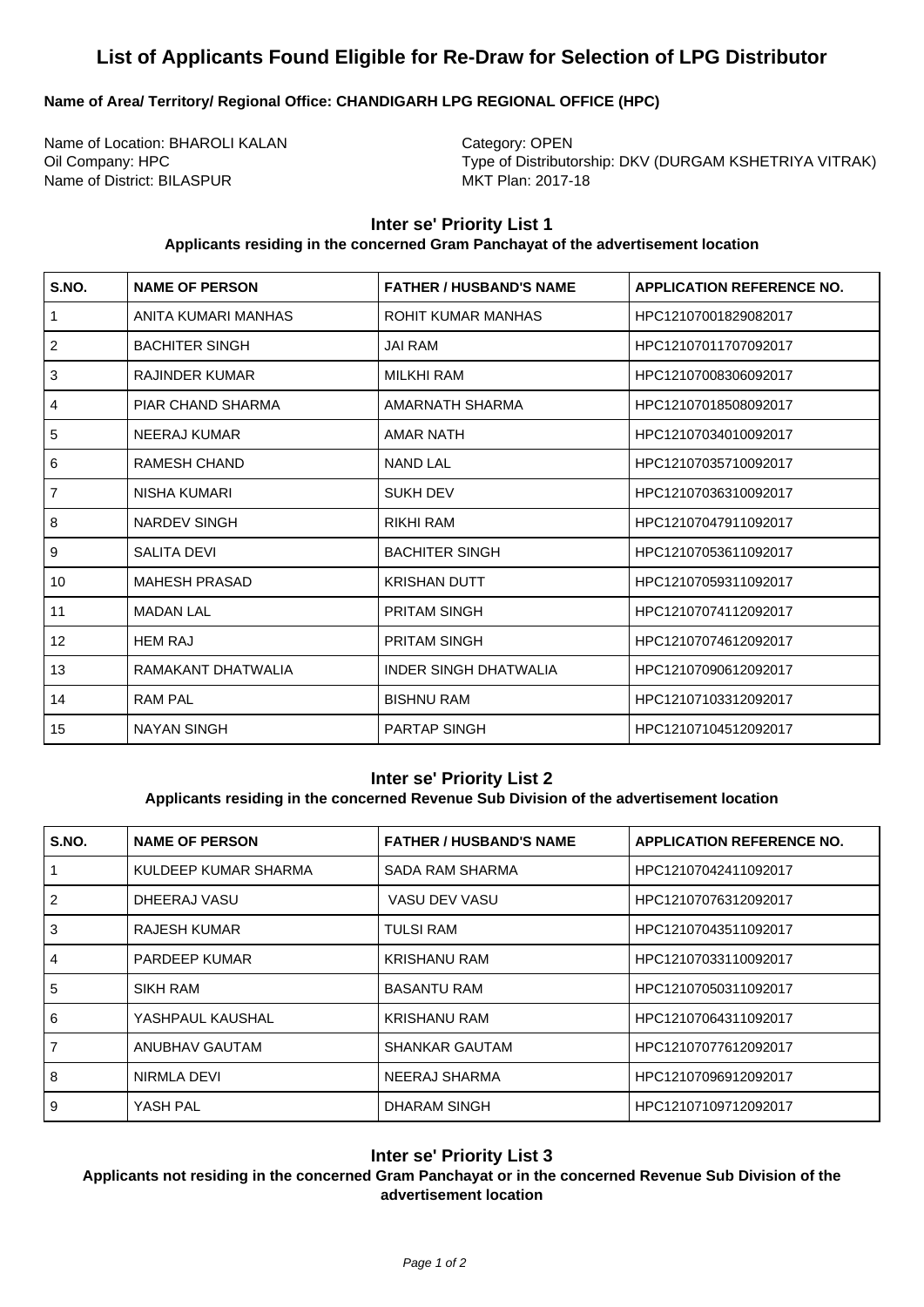# List of Applicants Found Eligible for Re-Draw for Selection of LPG Distributor

**Name of Area/ Territory/ Regional Office: CHANDIGARH LPG REGIONAL OFFICE (HPC)**

Name of Location: BHAROLI KALAN
Oil Company: HPC
Name of District: BILASPUR

Category: OPEN
Type of Distributorship: DKV (DURGAM KSHETRIYA VITRAK)
MKT Plan: 2017-18

## Inter se' Priority List 1

**Applicants residing in the concerned Gram Panchayat of the advertisement location**

| S.NO. | NAME OF PERSON | FATHER / HUSBAND'S NAME | APPLICATION REFERENCE NO. |
|---|---|---|---|
| 1 | ANITA KUMARI MANHAS | ROHIT KUMAR MANHAS | HPC12107001829082017 |
| 2 | BACHITER SINGH | JAI RAM | HPC12107011707092017 |
| 3 | RAJINDER KUMAR | MILKHI RAM | HPC12107008306092017 |
| 4 | PIAR CHAND SHARMA | AMARNATH SHARMA | HPC12107018508092017 |
| 5 | NEERAJ KUMAR | AMAR NATH | HPC12107034010092017 |
| 6 | RAMESH CHAND | NAND LAL | HPC12107035710092017 |
| 7 | NISHA KUMARI | SUKH DEV | HPC12107036310092017 |
| 8 | NARDEV SINGH | RIKHI RAM | HPC12107047911092017 |
| 9 | SALITA DEVI | BACHITER SINGH | HPC12107053611092017 |
| 10 | MAHESH PRASAD | KRISHAN DUTT | HPC12107059311092017 |
| 11 | MADAN LAL | PRITAM SINGH | HPC12107074112092017 |
| 12 | HEM RAJ | PRITAM SINGH | HPC12107074612092017 |
| 13 | RAMAKANT DHATWALIA | INDER SINGH DHATWALIA | HPC12107090612092017 |
| 14 | RAM PAL | BISHNU RAM | HPC12107103312092017 |
| 15 | NAYAN SINGH | PARTAP SINGH | HPC12107104512092017 |

## Inter se' Priority List 2

**Applicants residing in the concerned Revenue Sub Division of the advertisement location**

| S.NO. | NAME OF PERSON | FATHER / HUSBAND'S NAME | APPLICATION REFERENCE NO. |
|---|---|---|---|
| 1 | KULDEEP KUMAR SHARMA | SADA RAM SHARMA | HPC12107042411092017 |
| 2 | DHEERAJ VASU | VASU DEV VASU | HPC12107076312092017 |
| 3 | RAJESH KUMAR | TULSI RAM | HPC12107043511092017 |
| 4 | PARDEEP KUMAR | KRISHANU RAM | HPC12107033110092017 |
| 5 | SIKH RAM | BASANTU RAM | HPC12107050311092017 |
| 6 | YASHPAUL KAUSHAL | KRISHANU RAM | HPC12107064311092017 |
| 7 | ANUBHAV GAUTAM | SHANKAR GAUTAM | HPC12107077612092017 |
| 8 | NIRMLA DEVI | NEERAJ SHARMA | HPC12107096912092017 |
| 9 | YASH PAL | DHARAM SINGH | HPC12107109712092017 |

## Inter se' Priority List 3

**Applicants not residing in the concerned Gram Panchayat or in the concerned Revenue Sub Division of the advertisement location**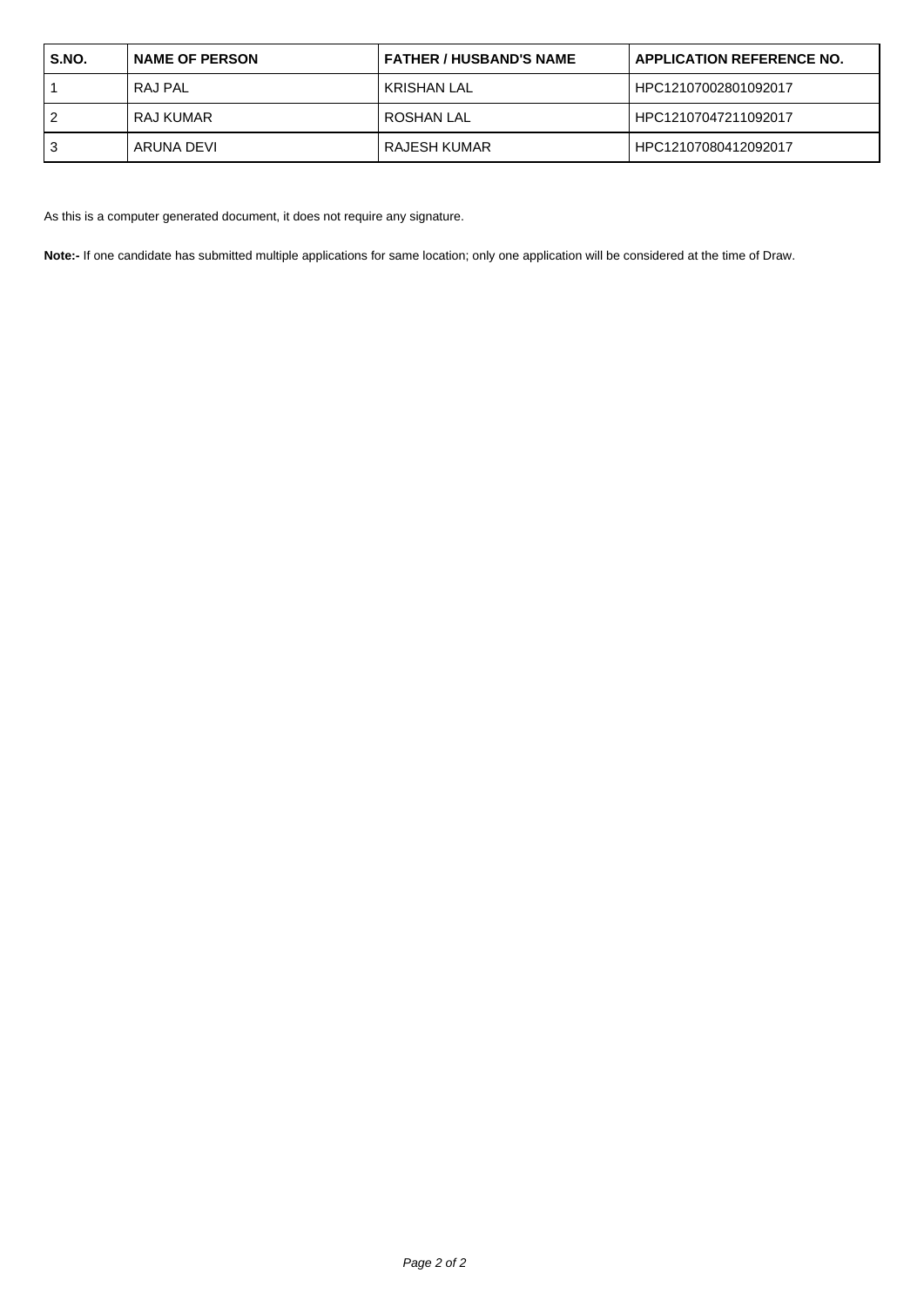| S.NO. | NAME OF PERSON | FATHER / HUSBAND'S NAME | APPLICATION REFERENCE NO. |
|---|---|---|---|
| 1 | RAJ PAL | KRISHAN LAL | HPC12107002801092017 |
| 2 | RAJ KUMAR | ROSHAN LAL | HPC12107047211092017 |
| 3 | ARUNA DEVI | RAJESH KUMAR | HPC12107080412092017 |

As this is a computer generated document, it does not require any signature.

**Note:-** If one candidate has submitted multiple applications for same location; only one application will be considered at the time of Draw.